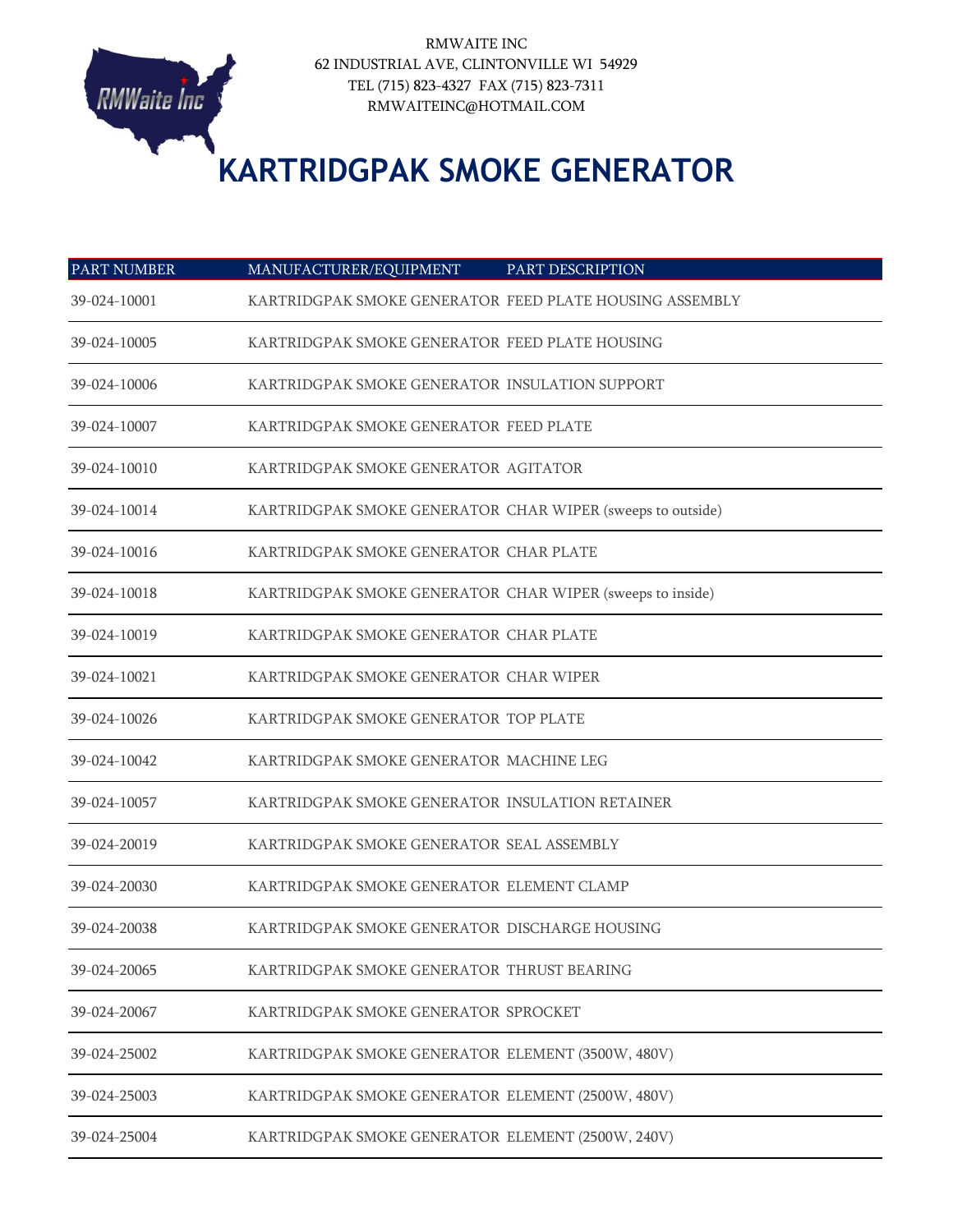RMWAITE INC
62 INDUSTRIAL AVE, CLINTONVILLE WI 54929
TEL (715) 823-4327 FAX (715) 823-7311
RMWAITEINC@HOTMAIL.COM

# KARTRIDGPAK SMOKE GENERATOR

| PART NUMBER | MANUFACTURER/EQUIPMENT | PART DESCRIPTION |
|---|---|---|
| 39-024-10001 | KARTRIDGPAK SMOKE GENERATOR | FEED PLATE HOUSING ASSEMBLY |
| 39-024-10005 | KARTRIDGPAK SMOKE GENERATOR | FEED PLATE HOUSING |
| 39-024-10006 | KARTRIDGPAK SMOKE GENERATOR | INSULATION SUPPORT |
| 39-024-10007 | KARTRIDGPAK SMOKE GENERATOR | FEED PLATE |
| 39-024-10010 | KARTRIDGPAK SMOKE GENERATOR | AGITATOR |
| 39-024-10014 | KARTRIDGPAK SMOKE GENERATOR | CHAR WIPER (sweeps to outside) |
| 39-024-10016 | KARTRIDGPAK SMOKE GENERATOR | CHAR PLATE |
| 39-024-10018 | KARTRIDGPAK SMOKE GENERATOR | CHAR WIPER (sweeps to inside) |
| 39-024-10019 | KARTRIDGPAK SMOKE GENERATOR | CHAR PLATE |
| 39-024-10021 | KARTRIDGPAK SMOKE GENERATOR | CHAR WIPER |
| 39-024-10026 | KARTRIDGPAK SMOKE GENERATOR | TOP PLATE |
| 39-024-10042 | KARTRIDGPAK SMOKE GENERATOR | MACHINE LEG |
| 39-024-10057 | KARTRIDGPAK SMOKE GENERATOR | INSULATION RETAINER |
| 39-024-20019 | KARTRIDGPAK SMOKE GENERATOR | SEAL ASSEMBLY |
| 39-024-20030 | KARTRIDGPAK SMOKE GENERATOR | ELEMENT CLAMP |
| 39-024-20038 | KARTRIDGPAK SMOKE GENERATOR | DISCHARGE HOUSING |
| 39-024-20065 | KARTRIDGPAK SMOKE GENERATOR | THRUST BEARING |
| 39-024-20067 | KARTRIDGPAK SMOKE GENERATOR | SPROCKET |
| 39-024-25002 | KARTRIDGPAK SMOKE GENERATOR | ELEMENT (3500W, 480V) |
| 39-024-25003 | KARTRIDGPAK SMOKE GENERATOR | ELEMENT (2500W, 480V) |
| 39-024-25004 | KARTRIDGPAK SMOKE GENERATOR | ELEMENT (2500W, 240V) |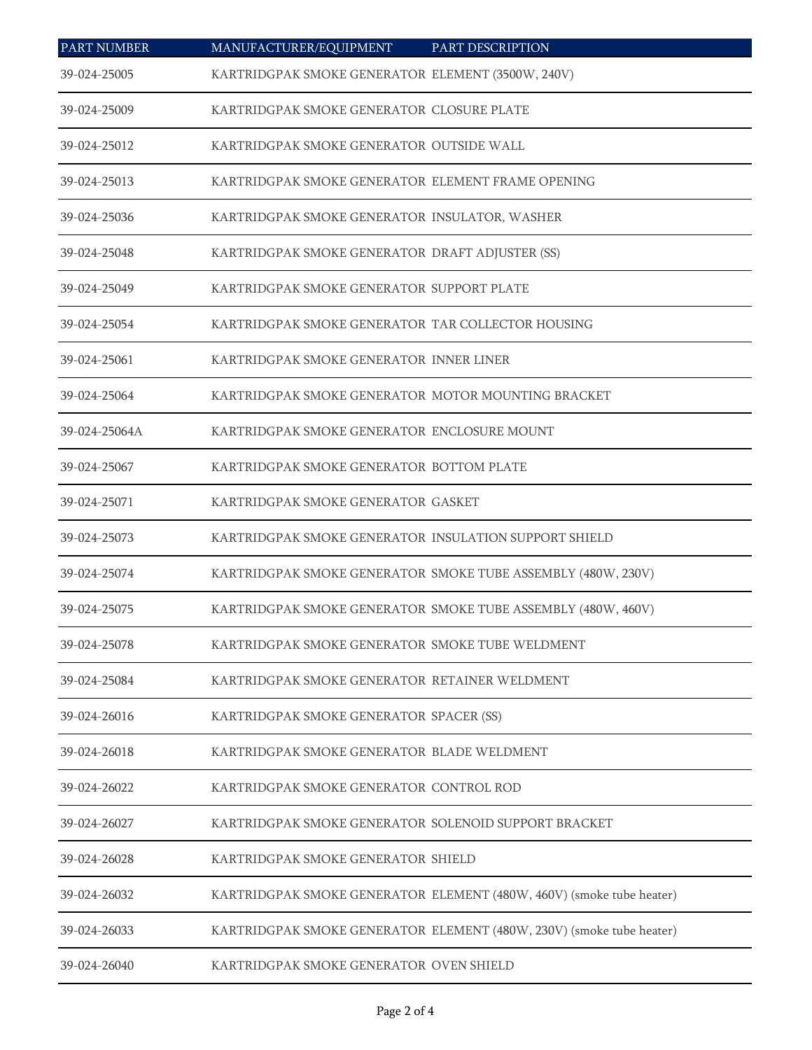| PART NUMBER | MANUFACTURER/EQUIPMENT | PART DESCRIPTION |
| --- | --- | --- |
| 39-024-25005 | KARTRIDGPAK SMOKE GENERATOR | ELEMENT (3500W, 240V) |
| 39-024-25009 | KARTRIDGPAK SMOKE GENERATOR | CLOSURE PLATE |
| 39-024-25012 | KARTRIDGPAK SMOKE GENERATOR | OUTSIDE WALL |
| 39-024-25013 | KARTRIDGPAK SMOKE GENERATOR | ELEMENT FRAME OPENING |
| 39-024-25036 | KARTRIDGPAK SMOKE GENERATOR | INSULATOR, WASHER |
| 39-024-25048 | KARTRIDGPAK SMOKE GENERATOR | DRAFT ADJUSTER (SS) |
| 39-024-25049 | KARTRIDGPAK SMOKE GENERATOR | SUPPORT PLATE |
| 39-024-25054 | KARTRIDGPAK SMOKE GENERATOR | TAR COLLECTOR HOUSING |
| 39-024-25061 | KARTRIDGPAK SMOKE GENERATOR | INNER LINER |
| 39-024-25064 | KARTRIDGPAK SMOKE GENERATOR | MOTOR MOUNTING BRACKET |
| 39-024-25064A | KARTRIDGPAK SMOKE GENERATOR | ENCLOSURE MOUNT |
| 39-024-25067 | KARTRIDGPAK SMOKE GENERATOR | BOTTOM PLATE |
| 39-024-25071 | KARTRIDGPAK SMOKE GENERATOR | GASKET |
| 39-024-25073 | KARTRIDGPAK SMOKE GENERATOR | INSULATION SUPPORT SHIELD |
| 39-024-25074 | KARTRIDGPAK SMOKE GENERATOR | SMOKE TUBE ASSEMBLY (480W, 230V) |
| 39-024-25075 | KARTRIDGPAK SMOKE GENERATOR | SMOKE TUBE ASSEMBLY (480W, 460V) |
| 39-024-25078 | KARTRIDGPAK SMOKE GENERATOR | SMOKE TUBE WELDMENT |
| 39-024-25084 | KARTRIDGPAK SMOKE GENERATOR | RETAINER WELDMENT |
| 39-024-26016 | KARTRIDGPAK SMOKE GENERATOR | SPACER (SS) |
| 39-024-26018 | KARTRIDGPAK SMOKE GENERATOR | BLADE WELDMENT |
| 39-024-26022 | KARTRIDGPAK SMOKE GENERATOR | CONTROL ROD |
| 39-024-26027 | KARTRIDGPAK SMOKE GENERATOR | SOLENOID SUPPORT BRACKET |
| 39-024-26028 | KARTRIDGPAK SMOKE GENERATOR | SHIELD |
| 39-024-26032 | KARTRIDGPAK SMOKE GENERATOR | ELEMENT (480W, 460V) (smoke tube heater) |
| 39-024-26033 | KARTRIDGPAK SMOKE GENERATOR | ELEMENT (480W, 230V) (smoke tube heater) |
| 39-024-26040 | KARTRIDGPAK SMOKE GENERATOR | OVEN SHIELD |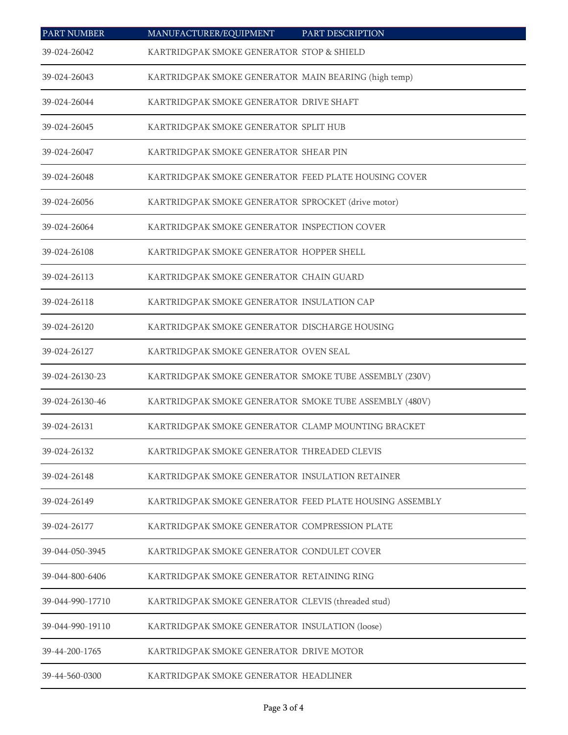| PART NUMBER | MANUFACTURER/EQUIPMENT | PART DESCRIPTION |
|---|---|---|
| 39-024-26042 | KARTRIDGPAK SMOKE GENERATOR | STOP & SHIELD |
| 39-024-26043 | KARTRIDGPAK SMOKE GENERATOR | MAIN BEARING (high temp) |
| 39-024-26044 | KARTRIDGPAK SMOKE GENERATOR | DRIVE SHAFT |
| 39-024-26045 | KARTRIDGPAK SMOKE GENERATOR | SPLIT HUB |
| 39-024-26047 | KARTRIDGPAK SMOKE GENERATOR | SHEAR PIN |
| 39-024-26048 | KARTRIDGPAK SMOKE GENERATOR | FEED PLATE HOUSING COVER |
| 39-024-26056 | KARTRIDGPAK SMOKE GENERATOR | SPROCKET (drive motor) |
| 39-024-26064 | KARTRIDGPAK SMOKE GENERATOR | INSPECTION COVER |
| 39-024-26108 | KARTRIDGPAK SMOKE GENERATOR | HOPPER SHELL |
| 39-024-26113 | KARTRIDGPAK SMOKE GENERATOR | CHAIN GUARD |
| 39-024-26118 | KARTRIDGPAK SMOKE GENERATOR | INSULATION CAP |
| 39-024-26120 | KARTRIDGPAK SMOKE GENERATOR | DISCHARGE HOUSING |
| 39-024-26127 | KARTRIDGPAK SMOKE GENERATOR | OVEN SEAL |
| 39-024-26130-23 | KARTRIDGPAK SMOKE GENERATOR | SMOKE TUBE ASSEMBLY (230V) |
| 39-024-26130-46 | KARTRIDGPAK SMOKE GENERATOR | SMOKE TUBE ASSEMBLY (480V) |
| 39-024-26131 | KARTRIDGPAK SMOKE GENERATOR | CLAMP MOUNTING BRACKET |
| 39-024-26132 | KARTRIDGPAK SMOKE GENERATOR | THREADED CLEVIS |
| 39-024-26148 | KARTRIDGPAK SMOKE GENERATOR | INSULATION RETAINER |
| 39-024-26149 | KARTRIDGPAK SMOKE GENERATOR | FEED PLATE HOUSING ASSEMBLY |
| 39-024-26177 | KARTRIDGPAK SMOKE GENERATOR | COMPRESSION PLATE |
| 39-044-050-3945 | KARTRIDGPAK SMOKE GENERATOR | CONDULET COVER |
| 39-044-800-6406 | KARTRIDGPAK SMOKE GENERATOR | RETAINING RING |
| 39-044-990-17710 | KARTRIDGPAK SMOKE GENERATOR | CLEVIS (threaded stud) |
| 39-044-990-19110 | KARTRIDGPAK SMOKE GENERATOR | INSULATION (loose) |
| 39-44-200-1765 | KARTRIDGPAK SMOKE GENERATOR | DRIVE MOTOR |
| 39-44-560-0300 | KARTRIDGPAK SMOKE GENERATOR | HEADLINER |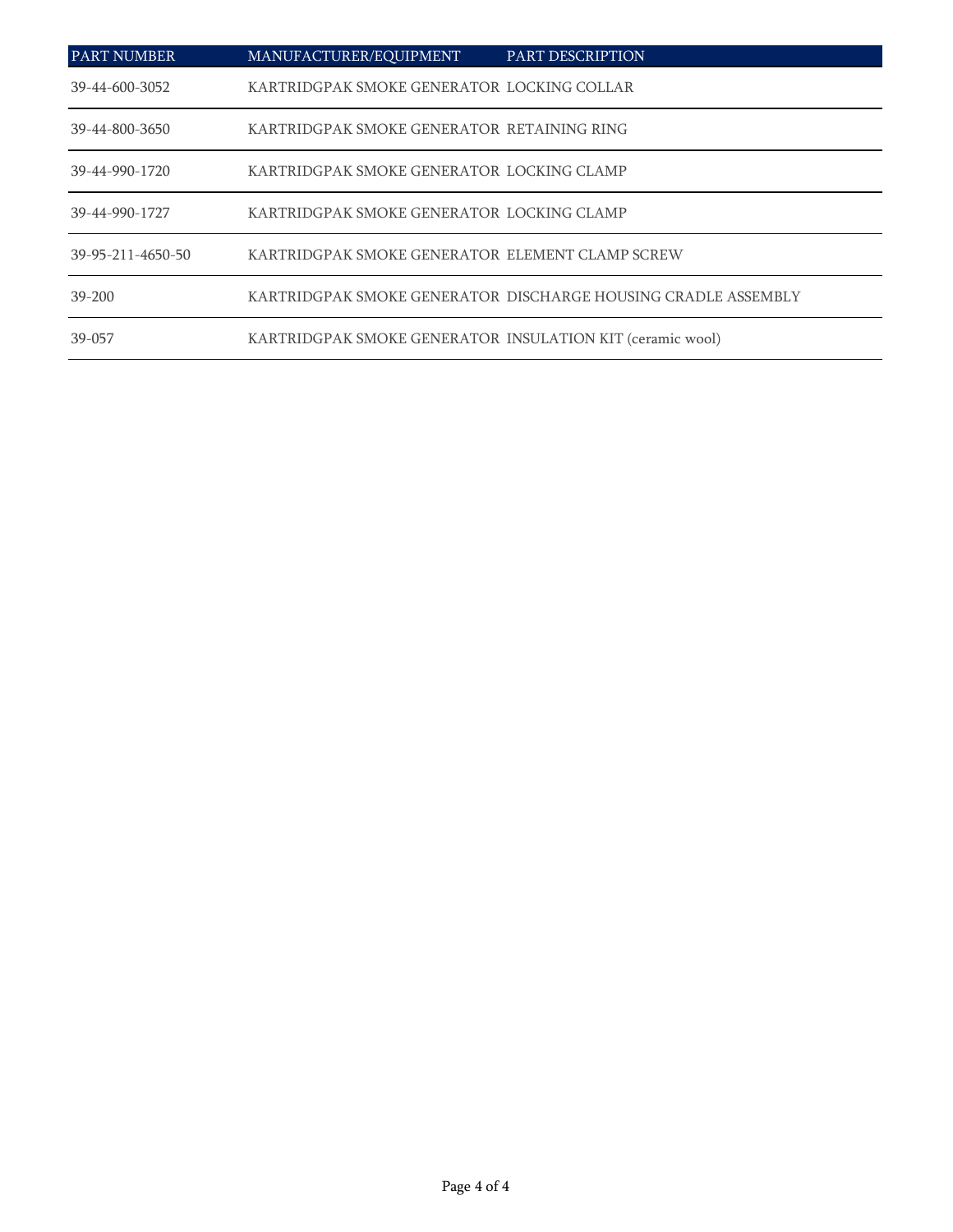| PART NUMBER | MANUFACTURER/EQUIPMENT | PART DESCRIPTION |
| --- | --- | --- |
| 39-44-600-3052 | KARTRIDGPAK SMOKE GENERATOR | LOCKING COLLAR |
| 39-44-800-3650 | KARTRIDGPAK SMOKE GENERATOR | RETAINING RING |
| 39-44-990-1720 | KARTRIDGPAK SMOKE GENERATOR | LOCKING CLAMP |
| 39-44-990-1727 | KARTRIDGPAK SMOKE GENERATOR | LOCKING CLAMP |
| 39-95-211-4650-50 | KARTRIDGPAK SMOKE GENERATOR | ELEMENT CLAMP SCREW |
| 39-200 | KARTRIDGPAK SMOKE GENERATOR | DISCHARGE HOUSING CRADLE ASSEMBLY |
| 39-057 | KARTRIDGPAK SMOKE GENERATOR | INSULATION KIT (ceramic wool) |